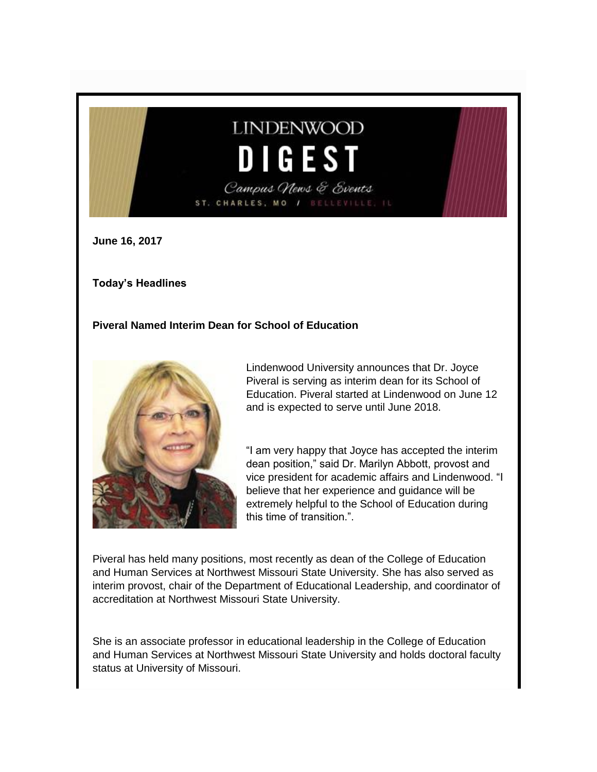# LINDENWOOD DIGEST

*Campus News & Events*

ST. CHARLES, MO / BELLEVILLE, IL

**June 16, 2017**

**Today's Headlines**

### Piveral Named Interim Dean for School of Education

Lindenwood University announces that Dr. Joyce Piveral is serving as interim dean for its School of Education. Piveral started at Lindenwood on June 12 and is expected to serve until June 2018.

"I am very happy that Joyce has accepted the interim dean position," said Dr. Marilyn Abbott, provost and vice president for academic affairs and Lindenwood. "I believe that her experience and guidance will be extremely helpful to the School of Education during this time of transition.".

Piveral has held many positions, most recently as dean of the College of Education and Human Services at Northwest Missouri State University. She has also served as interim provost, chair of the Department of Educational Leadership, and coordinator of accreditation at Northwest Missouri State University.

She is an associate professor in educational leadership in the College of Education and Human Services at Northwest Missouri State University and holds doctoral faculty status at University of Missouri.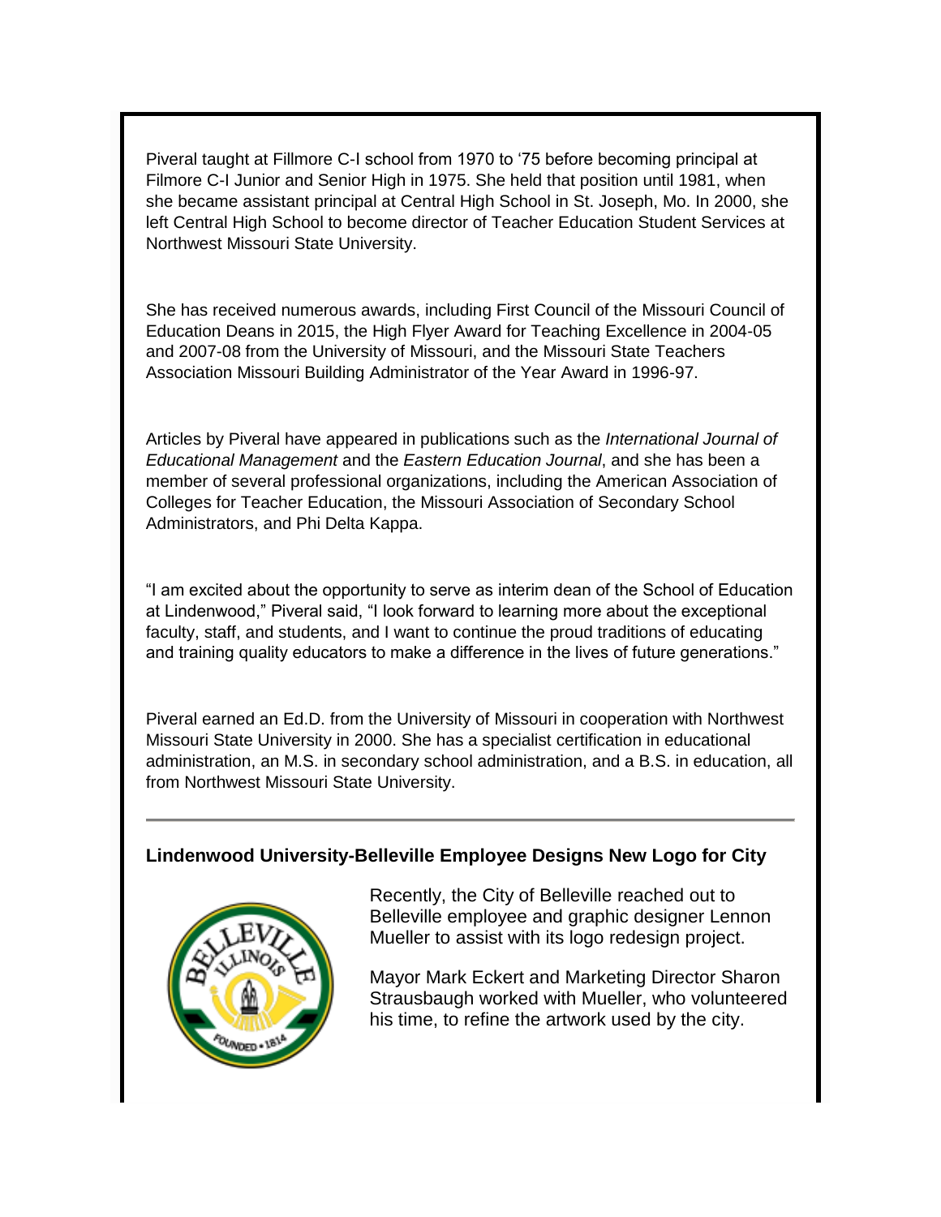Piveral taught at Fillmore C-I school from 1970 to '75 before becoming principal at Filmore C-I Junior and Senior High in 1975. She held that position until 1981, when she became assistant principal at Central High School in St. Joseph, Mo. In 2000, she left Central High School to become director of Teacher Education Student Services at Northwest Missouri State University.

She has received numerous awards, including First Council of the Missouri Council of Education Deans in 2015, the High Flyer Award for Teaching Excellence in 2004-05 and 2007-08 from the University of Missouri, and the Missouri State Teachers Association Missouri Building Administrator of the Year Award in 1996-97.

Articles by Piveral have appeared in publications such as the *International Journal of Educational Management* and the *Eastern Education Journal*, and she has been a member of several professional organizations, including the American Association of Colleges for Teacher Education, the Missouri Association of Secondary School Administrators, and Phi Delta Kappa.

"I am excited about the opportunity to serve as interim dean of the School of Education at Lindenwood," Piveral said, "I look forward to learning more about the exceptional faculty, staff, and students, and I want to continue the proud traditions of educating and training quality educators to make a difference in the lives of future generations."

Piveral earned an Ed.D. from the University of Missouri in cooperation with Northwest Missouri State University in 2000. She has a specialist certification in educational administration, an M.S. in secondary school administration, and a B.S. in education, all from Northwest Missouri State University.

---

### Lindenwood University-Belleville Employee Designs New Logo for City

Recently, the City of Belleville reached out to Belleville employee and graphic designer Lennon Mueller to assist with its logo redesign project.

Mayor Mark Eckert and Marketing Director Sharon Strausbaugh worked with Mueller, who volunteered his time, to refine the artwork used by the city.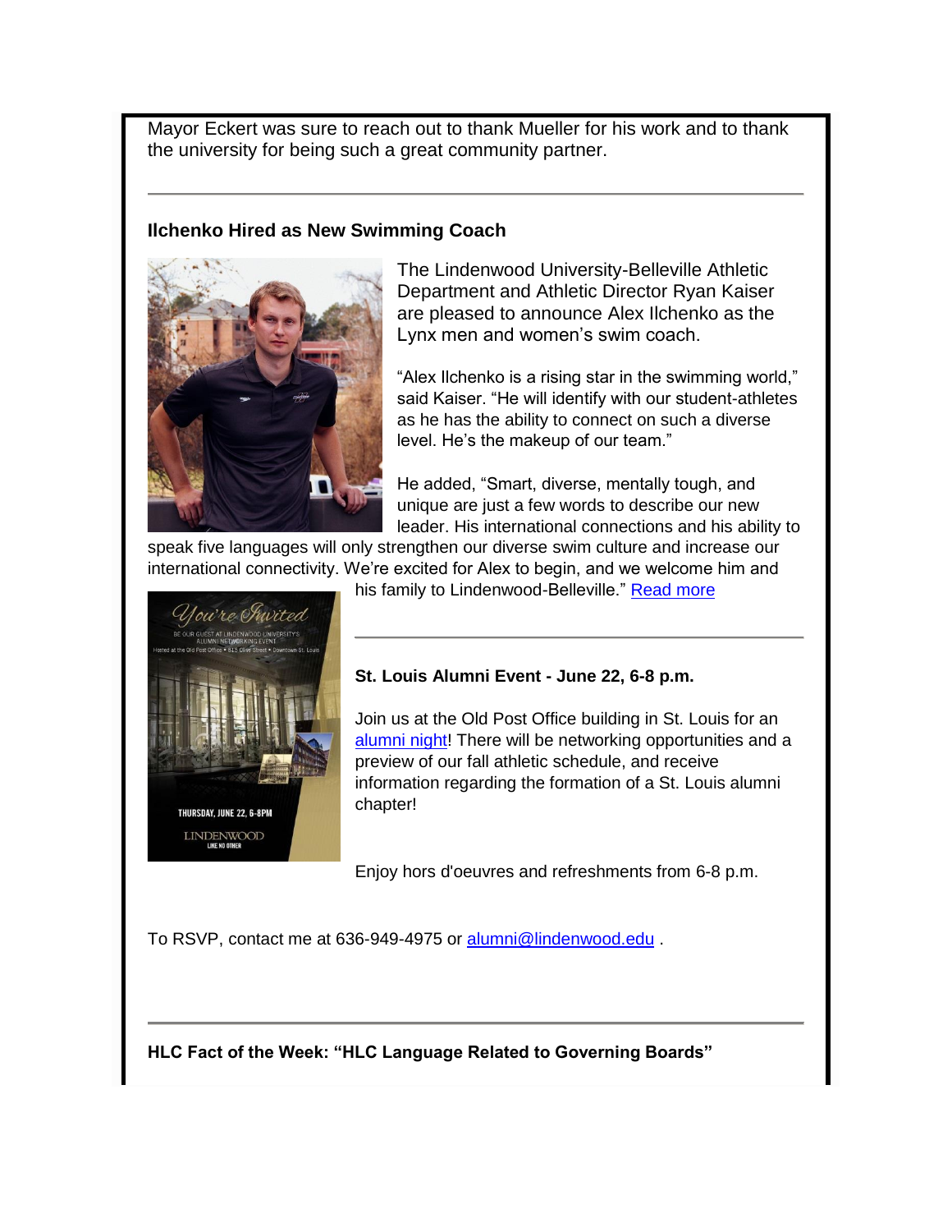Mayor Eckert was sure to reach out to thank Mueller for his work and to thank the university for being such a great community partner.

---

**Ilchenko Hired as New Swimming Coach**

The Lindenwood University-Belleville Athletic Department and Athletic Director Ryan Kaiser are pleased to announce Alex Ilchenko as the Lynx men and women's swim coach.

"Alex Ilchenko is a rising star in the swimming world," said Kaiser. "He will identify with our student-athletes as he has the ability to connect on such a diverse level. He's the makeup of our team."

He added, "Smart, diverse, mentally tough, and unique are just a few words to describe our new leader. His international connections and his ability to speak five languages will only strengthen our diverse swim culture and increase our international connectivity. We're excited for Alex to begin, and we welcome him and his family to Lindenwood-Belleville." Read more

---

**St. Louis Alumni Event - June 22, 6-8 p.m.**

Join us at the Old Post Office building in St. Louis for an alumni night! There will be networking opportunities and a preview of our fall athletic schedule, and receive information regarding the formation of a St. Louis alumni chapter!

Enjoy hors d'oeuvres and refreshments from 6-8 p.m.

To RSVP, contact me at 636-949-4975 or alumni@lindenwood.edu .

---

**HLC Fact of the Week: "HLC Language Related to Governing Boards"**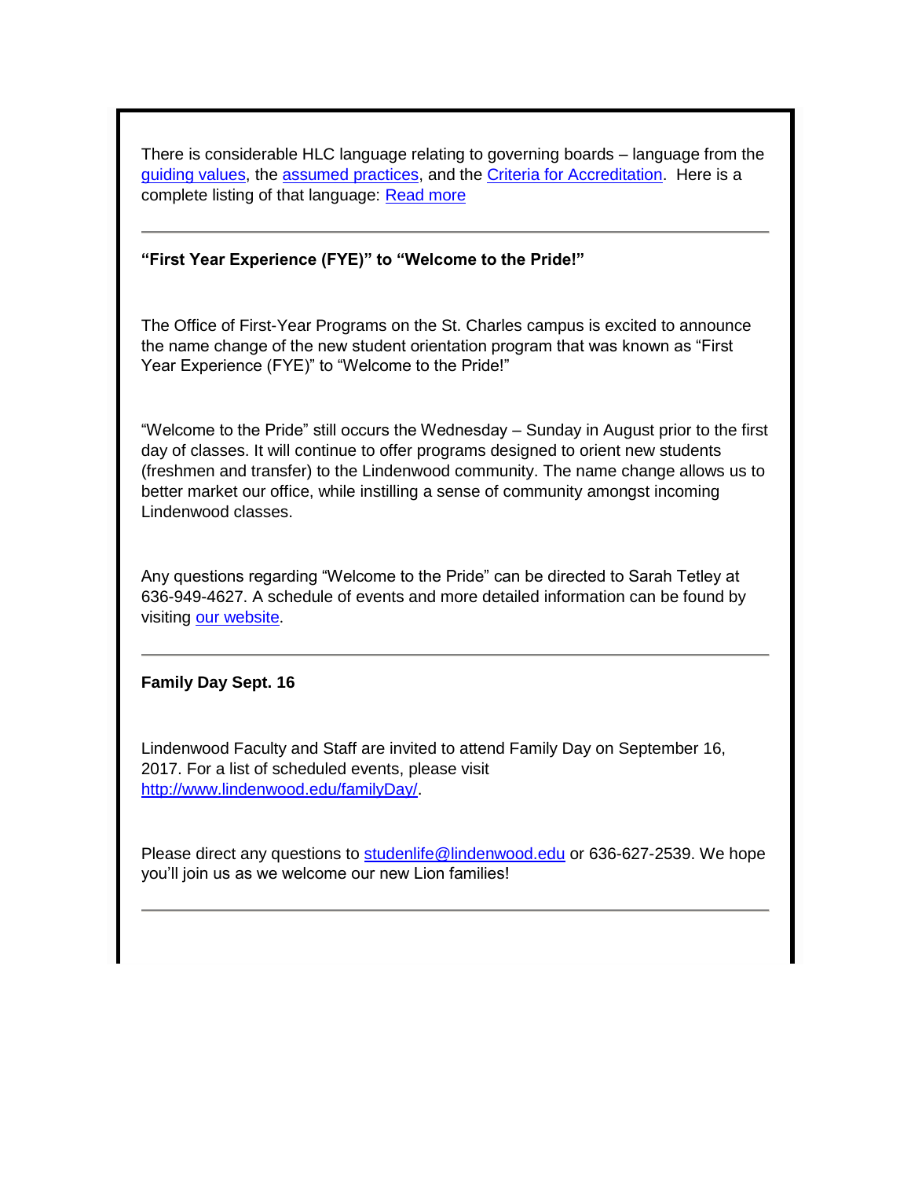There is considerable HLC language relating to governing boards – language from the guiding values, the assumed practices, and the Criteria for Accreditation.  Here is a complete listing of that language: Read more

---

**"First Year Experience (FYE)" to "Welcome to the Pride!"**

The Office of First-Year Programs on the St. Charles campus is excited to announce the name change of the new student orientation program that was known as "First Year Experience (FYE)" to "Welcome to the Pride!"

"Welcome to the Pride" still occurs the Wednesday – Sunday in August prior to the first day of classes. It will continue to offer programs designed to orient new students (freshmen and transfer) to the Lindenwood community. The name change allows us to better market our office, while instilling a sense of community amongst incoming Lindenwood classes.

Any questions regarding "Welcome to the Pride" can be directed to Sarah Tetley at 636-949-4627. A schedule of events and more detailed information can be found by visiting our website.

---

**Family Day Sept. 16**

Lindenwood Faculty and Staff are invited to attend Family Day on September 16, 2017. For a list of scheduled events, please visit http://www.lindenwood.edu/familyDay/.

Please direct any questions to studenlife@lindenwood.edu or 636-627-2539. We hope you'll join us as we welcome our new Lion families!

---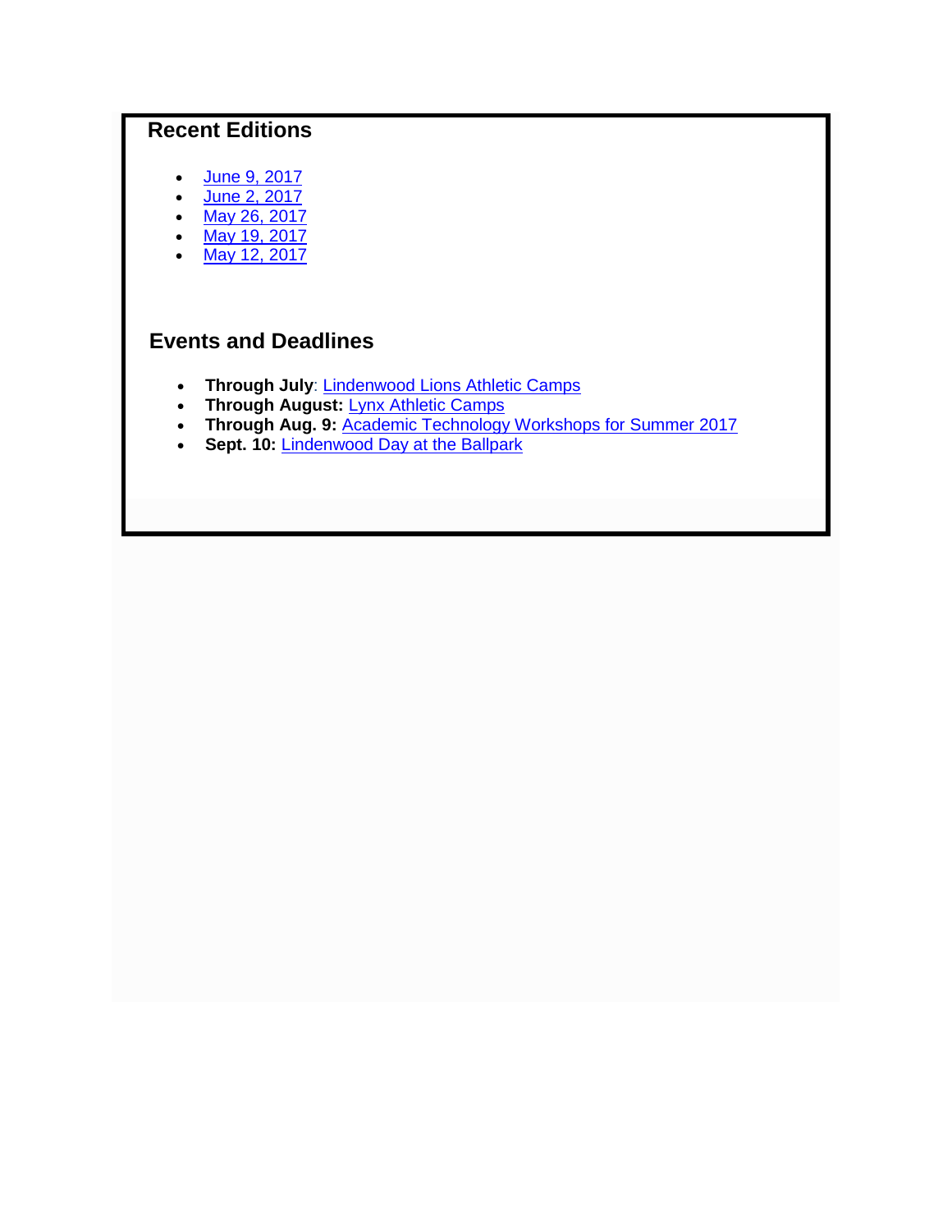## Recent Editions

- June 9, 2017
- June 2, 2017
- May 26, 2017
- May 19, 2017
- May 12, 2017

## Events and Deadlines

- **Through July**: Lindenwood Lions Athletic Camps
- **Through August:** Lynx Athletic Camps
- **Through Aug. 9:** Academic Technology Workshops for Summer 2017
- **Sept. 10:** Lindenwood Day at the Ballpark